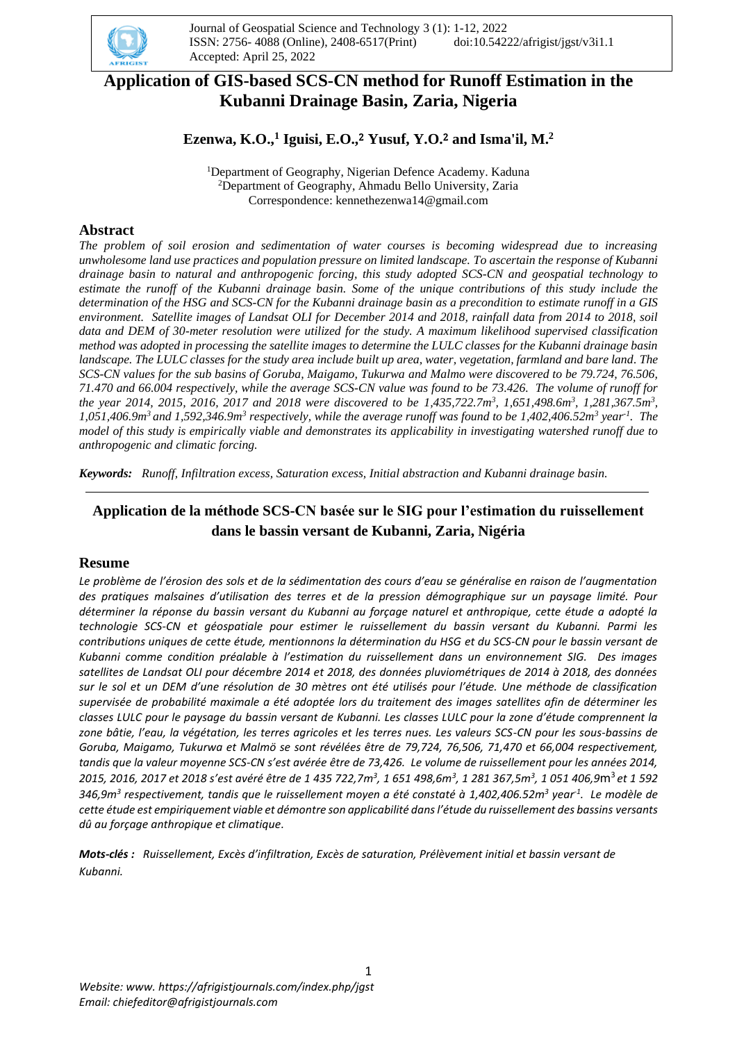# Application of GIS-based SCS-CN method for Runoff Estimation in the Kubanni Drainage Basin, Zaria, Nigeria

**Ezenwa, K.O.,[1] Iguisi, E.O.,[2] Yusuf, Y.O.[2] and Isma'il, M.[2]**

[1]Department of Geography, Nigerian Defence Academy. Kaduna
[2]Department of Geography, Ahmadu Bello University, Zaria
Correspondence: kennethezenwa14@gmail.com

## Abstract

*The problem of soil erosion and sedimentation of water courses is becoming widespread due to increasing unwholesome land use practices and population pressure on limited landscape. To ascertain the response of Kubanni drainage basin to natural and anthropogenic forcing, this study adopted SCS-CN and geospatial technology to estimate the runoff of the Kubanni drainage basin. Some of the unique contributions of this study include the determination of the HSG and SCS-CN for the Kubanni drainage basin as a precondition to estimate runoff in a GIS environment. Satellite images of Landsat OLI for December 2014 and 2018, rainfall data from 2014 to 2018, soil data and DEM of 30-meter resolution were utilized for the study. A maximum likelihood supervised classification method was adopted in processing the satellite images to determine the LULC classes for the Kubanni drainage basin landscape. The LULC classes for the study area include built up area, water, vegetation, farmland and bare land. The SCS-CN values for the sub basins of Goruba, Maigamo, Tukurwa and Malmo were discovered to be 79.724, 76.506, 71.470 and 66.004 respectively, while the average SCS-CN value was found to be 73.426. The volume of runoff for the year 2014, 2015, 2016, 2017 and 2018 were discovered to be 1,435,722.7m$^3$, 1,651,498.6m$^3$, 1,281,367.5m$^3$, 1,051,406.9m$^3$ and 1,592,346.9m$^3$ respectively, while the average runoff was found to be 1,402,406.52m$^3$ year$^{-1}$. The model of this study is empirically viable and demonstrates its applicability in investigating watershed runoff due to anthropogenic and climatic forcing.*

***Keywords:*** *Runoff, Infiltration excess, Saturation excess, Initial abstraction and Kubanni drainage basin.*

---

## Application de la méthode SCS-CN basée sur le SIG pour l'estimation du ruissellement dans le bassin versant de Kubanni, Zaria, Nigéria

## Resume

*Le problème de l'érosion des sols et de la sédimentation des cours d'eau se généralise en raison de l'augmentation des pratiques malsaines d'utilisation des terres et de la pression démographique sur un paysage limité. Pour déterminer la réponse du bassin versant du Kubanni au forçage naturel et anthropique, cette étude a adopté la technologie SCS-CN et géospatiale pour estimer le ruissellement du bassin versant du Kubanni. Parmi les contributions uniques de cette étude, mentionnons la détermination du HSG et du SCS-CN pour le bassin versant de Kubanni comme condition préalable à l'estimation du ruissellement dans un environnement SIG. Des images satellites de Landsat OLI pour décembre 2014 et 2018, des données pluviométriques de 2014 à 2018, des données sur le sol et un DEM d'une résolution de 30 mètres ont été utilisés pour l'étude. Une méthode de classification supervisée de probabilité maximale a été adoptée lors du traitement des images satellites afin de déterminer les classes LULC pour le paysage du bassin versant de Kubanni. Les classes LULC pour la zone d'étude comprennent la zone bâtie, l'eau, la végétation, les terres agricoles et les terres nues. Les valeurs SCS-CN pour les sous-bassins de Goruba, Maigamo, Tukurwa et Malmö se sont révélées être de 79,724, 76,506, 71,470 et 66,004 respectivement, tandis que la valeur moyenne SCS-CN s'est avérée être de 73,426. Le volume de ruissellement pour les années 2014, 2015, 2016, 2017 et 2018 s'est avéré être de 1 435 722,7m$^3$, 1 651 498,6m$^3$, 1 281 367,5m$^3$, 1 051 406,9m$^3$ et 1 592 346,9m$^3$ respectivement, tandis que le ruissellement moyen a été constaté à 1,402,406.52m$^3$ year$^{-1}$. Le modèle de cette étude est empiriquement viable et démontre son applicabilité dans l'étude du ruissellement des bassins versants dû au forçage anthropique et climatique.*

***Mots-clés :*** *Ruissellement, Excès d'infiltration, Excès de saturation, Prélèvement initial et bassin versant de Kubanni.*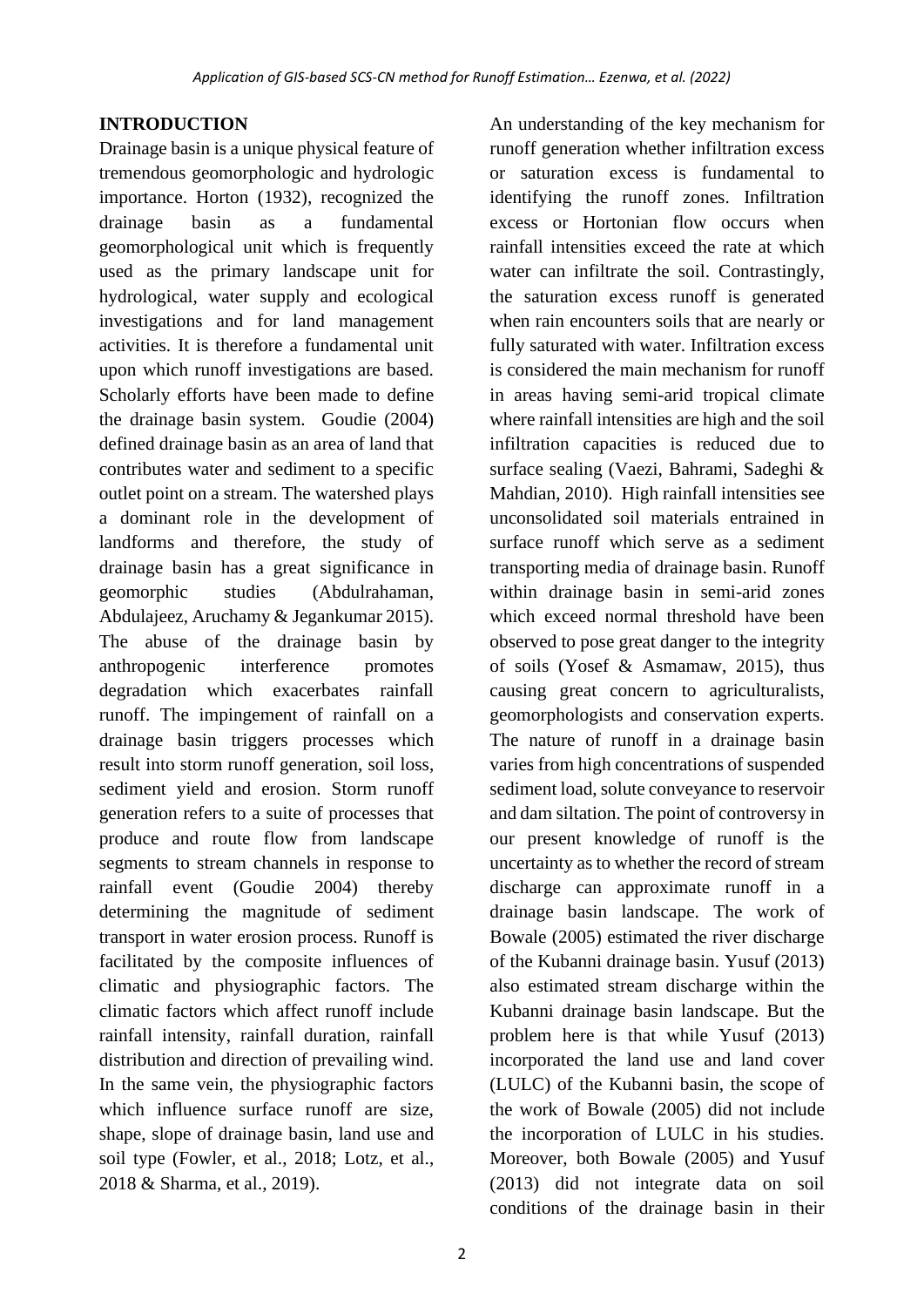## INTRODUCTION

Drainage basin is a unique physical feature of tremendous geomorphologic and hydrologic importance. Horton (1932), recognized the drainage basin as a fundamental geomorphological unit which is frequently used as the primary landscape unit for hydrological, water supply and ecological investigations and for land management activities. It is therefore a fundamental unit upon which runoff investigations are based. Scholarly efforts have been made to define the drainage basin system. Goudie (2004) defined drainage basin as an area of land that contributes water and sediment to a specific outlet point on a stream. The watershed plays a dominant role in the development of landforms and therefore, the study of drainage basin has a great significance in geomorphic studies (Abdulrahaman, Abdulajeez, Aruchamy & Jegankumar 2015). The abuse of the drainage basin by anthropogenic interference promotes degradation which exacerbates rainfall runoff. The impingement of rainfall on a drainage basin triggers processes which result into storm runoff generation, soil loss, sediment yield and erosion. Storm runoff generation refers to a suite of processes that produce and route flow from landscape segments to stream channels in response to rainfall event (Goudie 2004) thereby determining the magnitude of sediment transport in water erosion process. Runoff is facilitated by the composite influences of climatic and physiographic factors. The climatic factors which affect runoff include rainfall intensity, rainfall duration, rainfall distribution and direction of prevailing wind. In the same vein, the physiographic factors which influence surface runoff are size, shape, slope of drainage basin, land use and soil type (Fowler, et al., 2018; Lotz, et al., 2018 & Sharma, et al., 2019).

An understanding of the key mechanism for runoff generation whether infiltration excess or saturation excess is fundamental to identifying the runoff zones. Infiltration excess or Hortonian flow occurs when rainfall intensities exceed the rate at which water can infiltrate the soil. Contrastingly, the saturation excess runoff is generated when rain encounters soils that are nearly or fully saturated with water. Infiltration excess is considered the main mechanism for runoff in areas having semi-arid tropical climate where rainfall intensities are high and the soil infiltration capacities is reduced due to surface sealing (Vaezi, Bahrami, Sadeghi & Mahdian, 2010). High rainfall intensities see unconsolidated soil materials entrained in surface runoff which serve as a sediment transporting media of drainage basin. Runoff within drainage basin in semi-arid zones which exceed normal threshold have been observed to pose great danger to the integrity of soils (Yosef & Asmamaw, 2015), thus causing great concern to agriculturalists, geomorphologists and conservation experts. The nature of runoff in a drainage basin varies from high concentrations of suspended sediment load, solute conveyance to reservoir and dam siltation. The point of controversy in our present knowledge of runoff is the uncertainty as to whether the record of stream discharge can approximate runoff in a drainage basin landscape. The work of Bowale (2005) estimated the river discharge of the Kubanni drainage basin. Yusuf (2013) also estimated stream discharge within the Kubanni drainage basin landscape. But the problem here is that while Yusuf (2013) incorporated the land use and land cover (LULC) of the Kubanni basin, the scope of the work of Bowale (2005) did not include the incorporation of LULC in his studies. Moreover, both Bowale (2005) and Yusuf (2013) did not integrate data on soil conditions of the drainage basin in their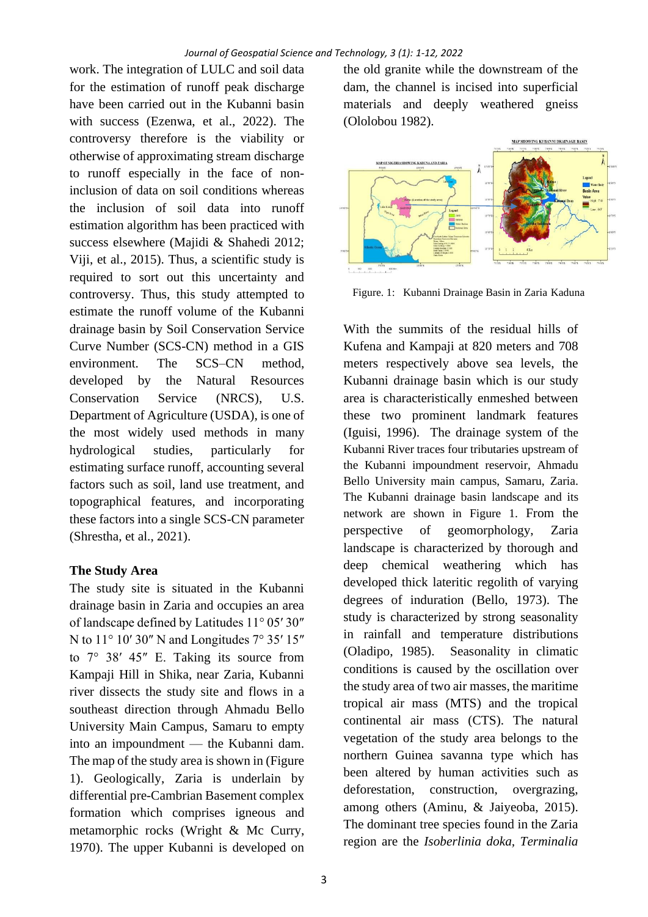work. The integration of LULC and soil data for the estimation of runoff peak discharge have been carried out in the Kubanni basin with success (Ezenwa, et al., 2022). The controversy therefore is the viability or otherwise of approximating stream discharge to runoff especially in the face of non-inclusion of data on soil conditions whereas the inclusion of soil data into runoff estimation algorithm has been practiced with success elsewhere (Majidi & Shahedi 2012; Viji, et al., 2015). Thus, a scientific study is required to sort out this uncertainty and controversy. Thus, this study attempted to estimate the runoff volume of the Kubanni drainage basin by Soil Conservation Service Curve Number (SCS-CN) method in a GIS environment. The SCS–CN method, developed by the Natural Resources Conservation Service (NRCS), U.S. Department of Agriculture (USDA), is one of the most widely used methods in many hydrological studies, particularly for estimating surface runoff, accounting several factors such as soil, land use treatment, and topographical features, and incorporating these factors into a single SCS-CN parameter (Shrestha, et al., 2021).

**The Study Area**

The study site is situated in the Kubanni drainage basin in Zaria and occupies an area of landscape defined by Latitudes 11° 05′ 30″ N to 11° 10′ 30″ N and Longitudes 7° 35′ 15″ to 7° 38′ 45″ E. Taking its source from Kampaji Hill in Shika, near Zaria, Kubanni river dissects the study site and flows in a southeast direction through Ahmadu Bello University Main Campus, Samaru to empty into an impoundment — the Kubanni dam. The map of the study area is shown in (Figure 1). Geologically, Zaria is underlain by differential pre-Cambrian Basement complex formation which comprises igneous and metamorphic rocks (Wright & Mc Curry, 1970). The upper Kubanni is developed on the old granite while the downstream of the dam, the channel is incised into superficial materials and deeply weathered gneiss (Ololobou 1982).

Figure. 1: Kubanni Drainage Basin in Zaria Kaduna

With the summits of the residual hills of Kufena and Kampaji at 820 meters and 708 meters respectively above sea levels, the Kubanni drainage basin which is our study area is characteristically enmeshed between these two prominent landmark features (Iguisi, 1996). The drainage system of the Kubanni River traces four tributaries upstream of the Kubanni impoundment reservoir, Ahmadu Bello University main campus, Samaru, Zaria. The Kubanni drainage basin landscape and its network are shown in Figure 1. From the perspective of geomorphology, Zaria landscape is characterized by thorough and deep chemical weathering which has developed thick lateritic regolith of varying degrees of induration (Bello, 1973). The study is characterized by strong seasonality in rainfall and temperature distributions (Oladipo, 1985). Seasonality in climatic conditions is caused by the oscillation over the study area of two air masses, the maritime tropical air mass (MTS) and the tropical continental air mass (CTS). The natural vegetation of the study area belongs to the northern Guinea savanna type which has been altered by human activities such as deforestation, construction, overgrazing, among others (Aminu, & Jaiyeoba, 2015). The dominant tree species found in the Zaria region are the *Isoberlinia doka, Terminalia*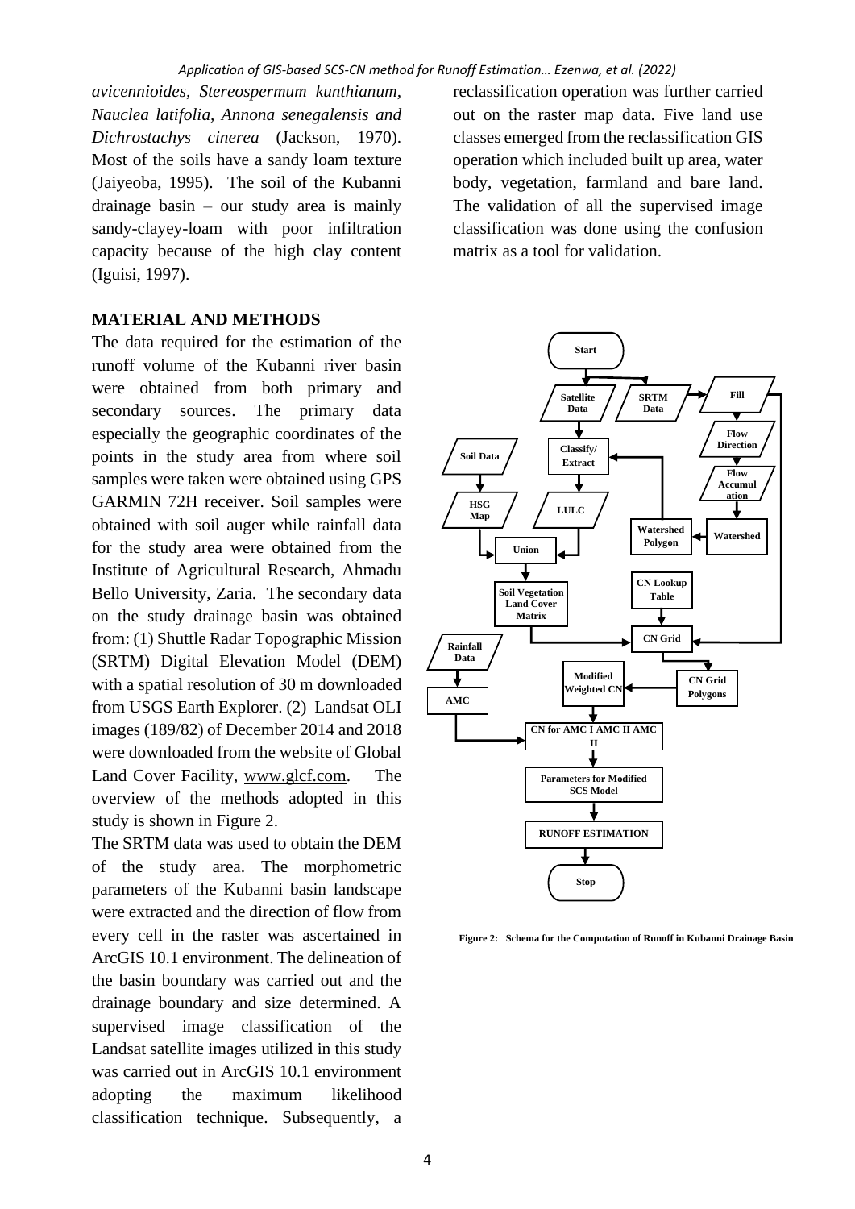*avicennioides*, *Stereospermum kunthianum*, *Nauclea latifolia, Annona senegalensis and Dichrostachys cinerea* (Jackson, 1970). Most of the soils have a sandy loam texture (Jaiyeoba, 1995). The soil of the Kubanni drainage basin – our study area is mainly sandy-clayey-loam with poor infiltration capacity because of the high clay content (Iguisi, 1997).

## MATERIAL AND METHODS

The data required for the estimation of the runoff volume of the Kubanni river basin were obtained from both primary and secondary sources. The primary data especially the geographic coordinates of the points in the study area from where soil samples were taken were obtained using GPS GARMIN 72H receiver. Soil samples were obtained with soil auger while rainfall data for the study area were obtained from the Institute of Agricultural Research, Ahmadu Bello University, Zaria. The secondary data on the study drainage basin was obtained from: (1) Shuttle Radar Topographic Mission (SRTM) Digital Elevation Model (DEM) with a spatial resolution of 30 m downloaded from USGS Earth Explorer. (2) Landsat OLI images (189/82) of December 2014 and 2018 were downloaded from the website of Global Land Cover Facility, www.glcf.com. The overview of the methods adopted in this study is shown in Figure 2.

The SRTM data was used to obtain the DEM of the study area. The morphometric parameters of the Kubanni basin landscape were extracted and the direction of flow from every cell in the raster was ascertained in ArcGIS 10.1 environment. The delineation of the basin boundary was carried out and the drainage boundary and size determined. A supervised image classification of the Landsat satellite images utilized in this study was carried out in ArcGIS 10.1 environment adopting the maximum likelihood classification technique. Subsequently, a reclassification operation was further carried out on the raster map data. Five land use classes emerged from the reclassification GIS operation which included built up area, water body, vegetation, farmland and bare land. The validation of all the supervised image classification was done using the confusion matrix as a tool for validation.

**Figure 2: Schema for the Computation of Runoff in Kubanni Drainage Basin**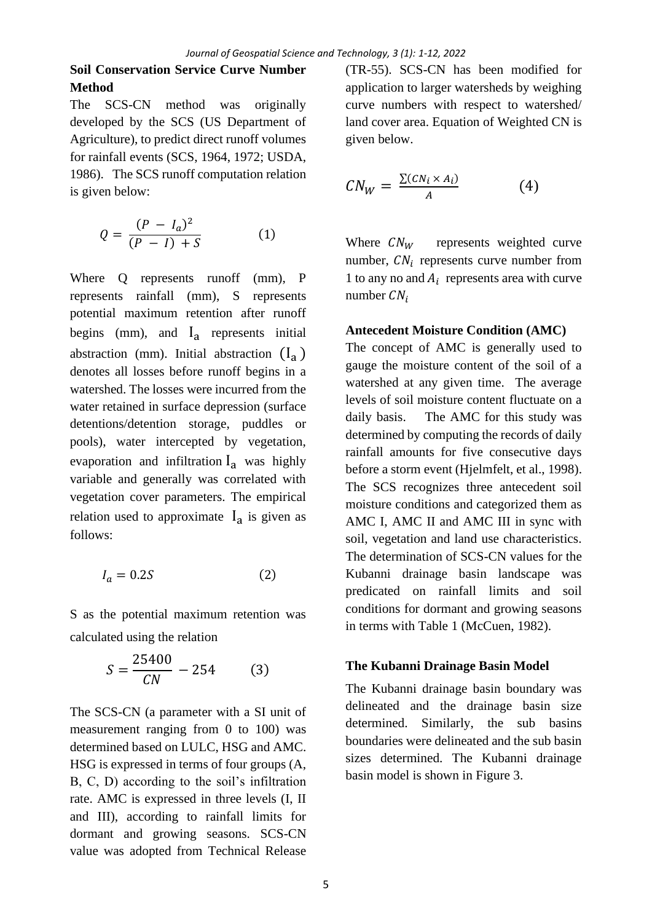## Soil Conservation Service Curve Number Method

The SCS-CN method was originally developed by the SCS (US Department of Agriculture), to predict direct runoff volumes for rainfall events (SCS, 1964, 1972; USDA, 1986). The SCS runoff computation relation is given below:

$$Q = \frac{(P - I_a)^2}{(P - I) + S} \qquad (1)$$

Where Q represents runoff (mm), P represents rainfall (mm), S represents potential maximum retention after runoff begins (mm), and $I_a$ represents initial abstraction (mm). Initial abstraction $(I_a)$ denotes all losses before runoff begins in a watershed. The losses were incurred from the water retained in surface depression (surface detentions/detention storage, puddles or pools), water intercepted by vegetation, evaporation and infiltration $I_a$ was highly variable and generally was correlated with vegetation cover parameters. The empirical relation used to approximate $I_a$ is given as follows:

$$I_a = 0.2S \qquad (2)$$

S as the potential maximum retention was calculated using the relation

$$S = \frac{25400}{CN} - 254 \qquad (3)$$

The SCS-CN (a parameter with a SI unit of measurement ranging from 0 to 100) was determined based on LULC, HSG and AMC. HSG is expressed in terms of four groups (A, B, C, D) according to the soil's infiltration rate. AMC is expressed in three levels (I, II and III), according to rainfall limits for dormant and growing seasons. SCS-CN value was adopted from Technical Release (TR-55). SCS-CN has been modified for application to larger watersheds by weighing curve numbers with respect to watershed/ land cover area. Equation of Weighted CN is given below.

$$CN_W = \frac{\sum(CN_i \times A_i)}{A} \qquad (4)$$

Where $CN_W$ represents weighted curve number, $CN_i$ represents curve number from 1 to any no and $A_i$ represents area with curve number $CN_i$

## Antecedent Moisture Condition (AMC)

The concept of AMC is generally used to gauge the moisture content of the soil of a watershed at any given time. The average levels of soil moisture content fluctuate on a daily basis. The AMC for this study was determined by computing the records of daily rainfall amounts for five consecutive days before a storm event (Hjelmfelt, et al., 1998). The SCS recognizes three antecedent soil moisture conditions and categorized them as AMC I, AMC II and AMC III in sync with soil, vegetation and land use characteristics. The determination of SCS-CN values for the Kubanni drainage basin landscape was predicated on rainfall limits and soil conditions for dormant and growing seasons in terms with Table 1 (McCuen, 1982).

## The Kubanni Drainage Basin Model

The Kubanni drainage basin boundary was delineated and the drainage basin size determined. Similarly, the sub basins boundaries were delineated and the sub basin sizes determined. The Kubanni drainage basin model is shown in Figure 3.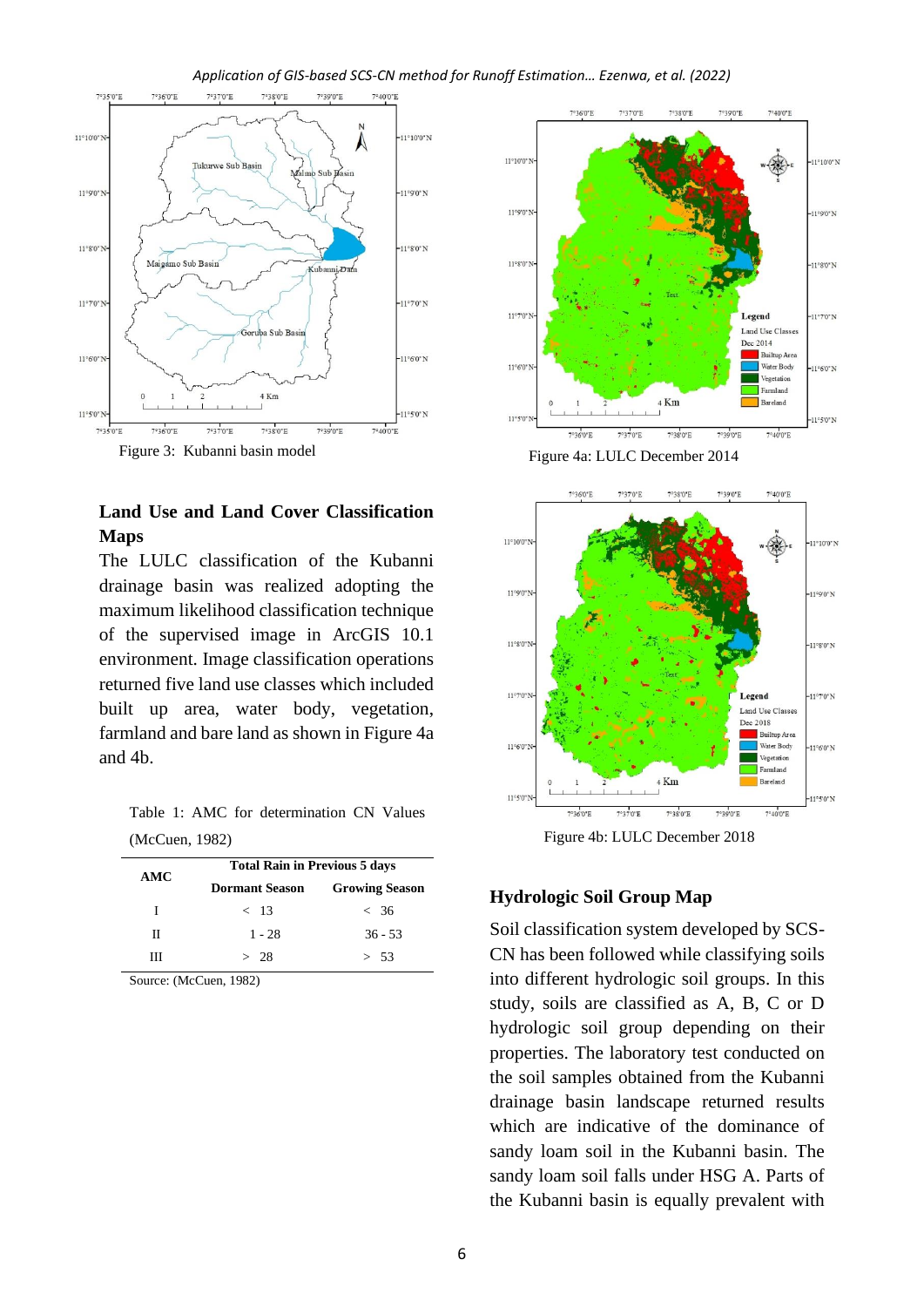Figure 3: Kubanni basin model

Figure 4a: LULC December 2014

Figure 4b: LULC December 2018

## Land Use and Land Cover Classification Maps

The LULC classification of the Kubanni drainage basin was realized adopting the maximum likelihood classification technique of the supervised image in ArcGIS 10.1 environment. Image classification operations returned five land use classes which included built up area, water body, vegetation, farmland and bare land as shown in Figure 4a and 4b.

Table 1: AMC for determination CN Values (McCuen, 1982)

| AMC | Total Rain in Previous 5 days | |
|---|---|---|
| | Dormant Season | Growing Season |
| I | < 13 | < 36 |
| II | 1 - 28 | 36 - 53 |
| III | > 28 | > 53 |

Source: (McCuen, 1982)

## Hydrologic Soil Group Map

Soil classification system developed by SCS-CN has been followed while classifying soils into different hydrologic soil groups. In this study, soils are classified as A, B, C or D hydrologic soil group depending on their properties. The laboratory test conducted on the soil samples obtained from the Kubanni drainage basin landscape returned results which are indicative of the dominance of sandy loam soil in the Kubanni basin. The sandy loam soil falls under HSG A. Parts of the Kubanni basin is equally prevalent with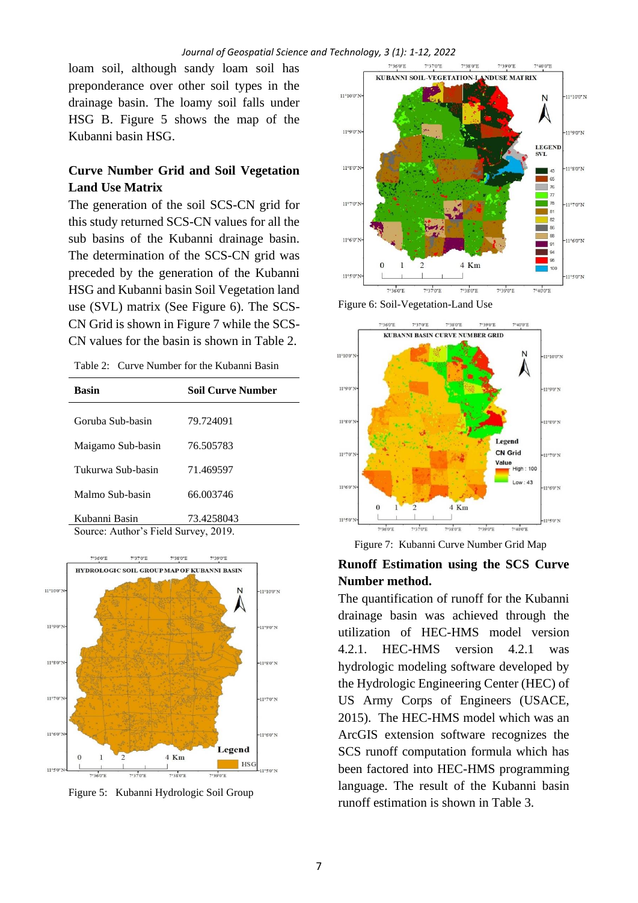loam soil, although sandy loam soil has preponderance over other soil types in the drainage basin. The loamy soil falls under HSG B. Figure 5 shows the map of the Kubanni basin HSG.

## Curve Number Grid and Soil Vegetation Land Use Matrix

The generation of the soil SCS-CN grid for this study returned SCS-CN values for all the sub basins of the Kubanni drainage basin. The determination of the SCS-CN grid was preceded by the generation of the Kubanni HSG and Kubanni basin Soil Vegetation land use (SVL) matrix (See Figure 6). The SCS-CN Grid is shown in Figure 7 while the SCS-CN values for the basin is shown in Table 2.

Table 2: Curve Number for the Kubanni Basin

| Basin | Soil Curve Number |
|---|---|
| Goruba Sub-basin | 79.724091 |
| Maigamo Sub-basin | 76.505783 |
| Tukurwa Sub-basin | 71.469597 |
| Malmo Sub-basin | 66.003746 |
| Kubanni Basin | 73.4258043 |

Source: Author's Field Survey, 2019.

Figure 5: Kubanni Hydrologic Soil Group

Figure 6: Soil-Vegetation-Land Use

Figure 7: Kubanni Curve Number Grid Map

## Runoff Estimation using the SCS Curve Number method.

The quantification of runoff for the Kubanni drainage basin was achieved through the utilization of HEC-HMS model version 4.2.1. HEC-HMS version 4.2.1 was hydrologic modeling software developed by the Hydrologic Engineering Center (HEC) of US Army Corps of Engineers (USACE, 2015). The HEC-HMS model which was an ArcGIS extension software recognizes the SCS runoff computation formula which has been factored into HEC-HMS programming language. The result of the Kubanni basin runoff estimation is shown in Table 3.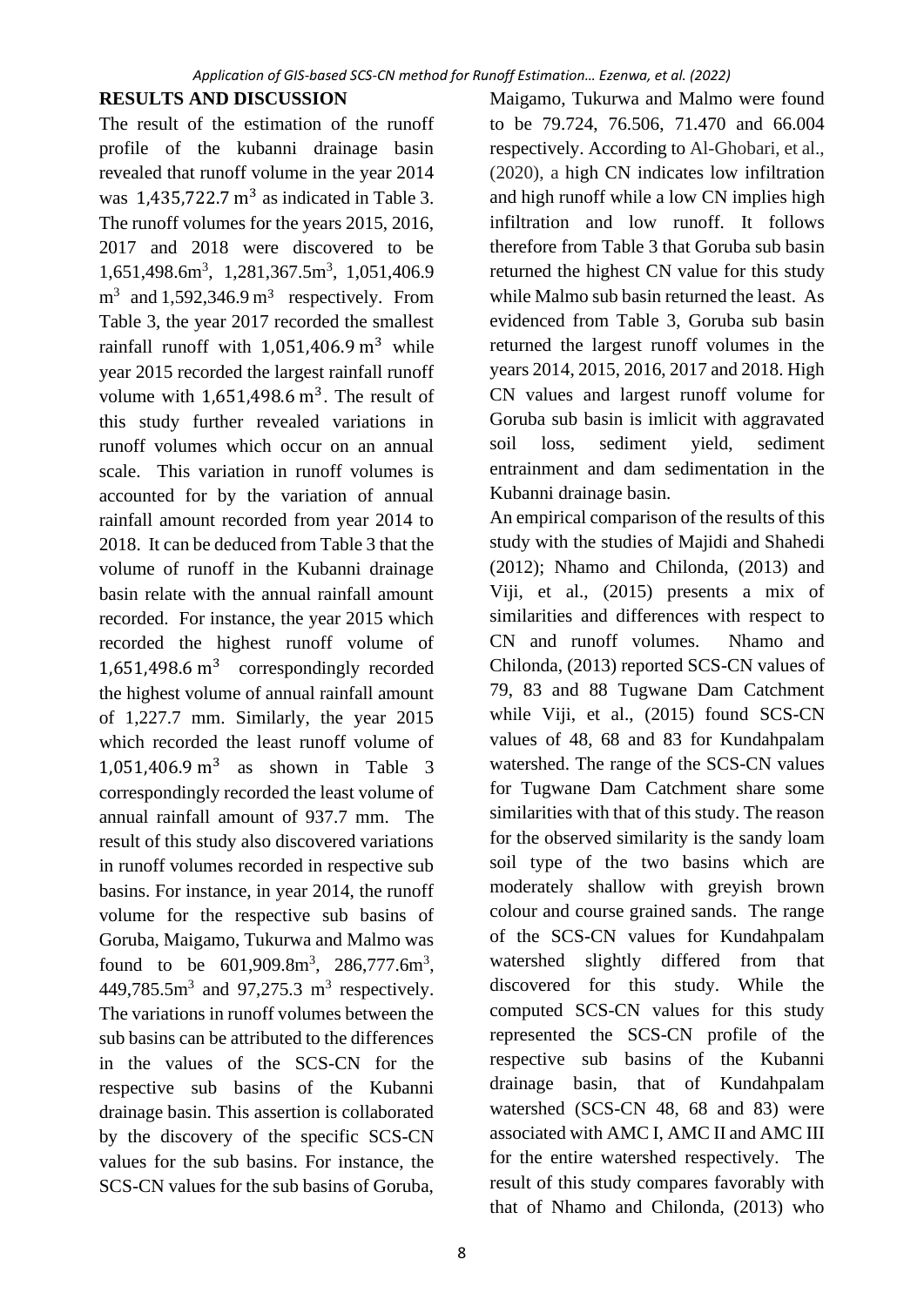## RESULTS AND DISCUSSION

The result of the estimation of the runoff profile of the kubanni drainage basin revealed that runoff volume in the year 2014 was $1,435,722.7\ \mathrm{m}^3$ as indicated in Table 3. The runoff volumes for the years 2015, 2016, 2017 and 2018 were discovered to be 1,651,498.6m$^3$, 1,281,367.5m$^3$, 1,051,406.9 m$^3$ and 1,592,346.9 m$^3$ respectively. From Table 3, the year 2017 recorded the smallest rainfall runoff with $1,051,406.9\ \mathrm{m}^3$ while year 2015 recorded the largest rainfall runoff volume with $1,651,498.6\ \mathrm{m}^3$. The result of this study further revealed variations in runoff volumes which occur on an annual scale. This variation in runoff volumes is accounted for by the variation of annual rainfall amount recorded from year 2014 to 2018. It can be deduced from Table 3 that the volume of runoff in the Kubanni drainage basin relate with the annual rainfall amount recorded. For instance, the year 2015 which recorded the highest runoff volume of $1,651,498.6\ \mathrm{m}^3$ correspondingly recorded the highest volume of annual rainfall amount of 1,227.7 mm. Similarly, the year 2015 which recorded the least runoff volume of $1,051,406.9\ \mathrm{m}^3$ as shown in Table 3 correspondingly recorded the least volume of annual rainfall amount of 937.7 mm. The result of this study also discovered variations in runoff volumes recorded in respective sub basins. For instance, in year 2014, the runoff volume for the respective sub basins of Goruba, Maigamo, Tukurwa and Malmo was found to be 601,909.8m$^3$, 286,777.6m$^3$, 449,785.5m$^3$ and 97,275.3 m$^3$ respectively. The variations in runoff volumes between the sub basins can be attributed to the differences in the values of the SCS-CN for the respective sub basins of the Kubanni drainage basin. This assertion is collaborated by the discovery of the specific SCS-CN values for the sub basins. For instance, the SCS-CN values for the sub basins of Goruba, Maigamo, Tukurwa and Malmo were found to be 79.724, 76.506, 71.470 and 66.004 respectively. According to Al-Ghobari, et al., (2020), a high CN indicates low infiltration and high runoff while a low CN implies high infiltration and low runoff. It follows therefore from Table 3 that Goruba sub basin returned the highest CN value for this study while Malmo sub basin returned the least. As evidenced from Table 3, Goruba sub basin returned the largest runoff volumes in the years 2014, 2015, 2016, 2017 and 2018. High CN values and largest runoff volume for Goruba sub basin is imlicit with aggravated soil loss, sediment yield, sediment entrainment and dam sedimentation in the Kubanni drainage basin.

An empirical comparison of the results of this study with the studies of Majidi and Shahedi (2012); Nhamo and Chilonda, (2013) and Viji, et al., (2015) presents a mix of similarities and differences with respect to CN and runoff volumes. Nhamo and Chilonda, (2013) reported SCS-CN values of 79, 83 and 88 Tugwane Dam Catchment while Viji, et al., (2015) found SCS-CN values of 48, 68 and 83 for Kundahpalam watershed. The range of the SCS-CN values for Tugwane Dam Catchment share some similarities with that of this study. The reason for the observed similarity is the sandy loam soil type of the two basins which are moderately shallow with greyish brown colour and course grained sands. The range of the SCS-CN values for Kundahpalam watershed slightly differed from that discovered for this study. While the computed SCS-CN values for this study represented the SCS-CN profile of the respective sub basins of the Kubanni drainage basin, that of Kundahpalam watershed (SCS-CN 48, 68 and 83) were associated with AMC I, AMC II and AMC III for the entire watershed respectively. The result of this study compares favorably with that of Nhamo and Chilonda, (2013) who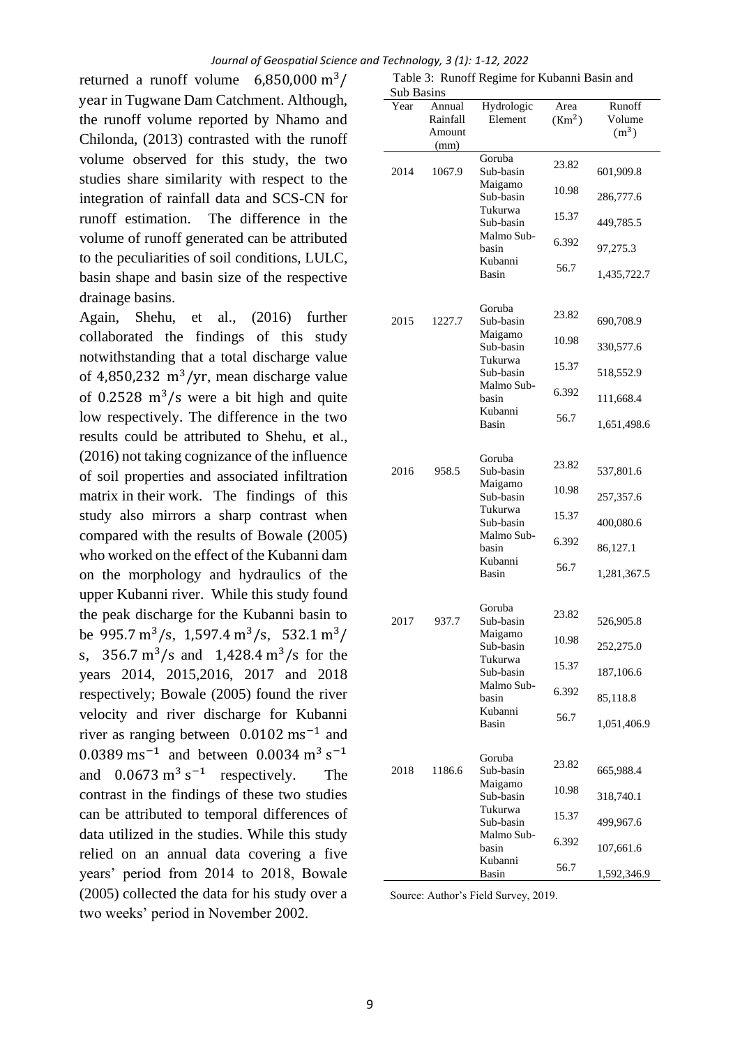returned a runoff volume $6,850,000\ m^3/year$ in Tugwane Dam Catchment. Although, the runoff volume reported by Nhamo and Chilonda, (2013) contrasted with the runoff volume observed for this study, the two studies share similarity with respect to the integration of rainfall data and SCS-CN for runoff estimation. The difference in the volume of runoff generated can be attributed to the peculiarities of soil conditions, LULC, basin shape and basin size of the respective drainage basins.

Again, Shehu, et al., (2016) further collaborated the findings of this study notwithstanding that a total discharge value of $4,850,232\ m^3/yr$, mean discharge value of $0.2528\ m^3/s$ were a bit high and quite low respectively. The difference in the two results could be attributed to Shehu, et al., (2016) not taking cognizance of the influence of soil properties and associated infiltration matrix in their work. The findings of this study also mirrors a sharp contrast when compared with the results of Bowale (2005) who worked on the effect of the Kubanni dam on the morphology and hydraulics of the upper Kubanni river. While this study found the peak discharge for the Kubanni basin to be $995.7\ m^3/s$, $1,597.4\ m^3/s$, $532.1\ m^3/s$, $356.7\ m^3/s$ and $1,428.4\ m^3/s$ for the years 2014, 2015,2016, 2017 and 2018 respectively; Bowale (2005) found the river velocity and river discharge for Kubanni river as ranging between $0.0102\ ms^{-1}$ and $0.0389\ ms^{-1}$ and between $0.0034\ m^3\ s^{-1}$ and $0.0673\ m^3\ s^{-1}$ respectively. The contrast in the findings of these two studies can be attributed to temporal differences of data utilized in the studies. While this study relied on an annual data covering a five years' period from 2014 to 2018, Bowale (2005) collected the data for his study over a two weeks' period in November 2002.

Table 3: Runoff Regime for Kubanni Basin and Sub Basins

| Year | Annual Rainfall Amount (mm) | Hydrologic Element | Area ($Km^2$) | Runoff Volume ($m^3$) |
|---|---|---|---|---|
| 2014 | 1067.9 | Goruba Sub-basin | 23.82 | 601,909.8 |
| | | Maigamo Sub-basin | 10.98 | 286,777.6 |
| | | Tukurwa Sub-basin | 15.37 | 449,785.5 |
| | | Malmo Sub-basin | 6.392 | 97,275.3 |
| | | Kubanni Basin | 56.7 | 1,435,722.7 |
| 2015 | 1227.7 | Goruba Sub-basin | 23.82 | 690,708.9 |
| | | Maigamo Sub-basin | 10.98 | 330,577.6 |
| | | Tukurwa Sub-basin | 15.37 | 518,552.9 |
| | | Malmo Sub-basin | 6.392 | 111,668.4 |
| | | Kubanni Basin | 56.7 | 1,651,498.6 |
| 2016 | 958.5 | Goruba Sub-basin | 23.82 | 537,801.6 |
| | | Maigamo Sub-basin | 10.98 | 257,357.6 |
| | | Tukurwa Sub-basin | 15.37 | 400,080.6 |
| | | Malmo Sub-basin | 6.392 | 86,127.1 |
| | | Kubanni Basin | 56.7 | 1,281,367.5 |
| 2017 | 937.7 | Goruba Sub-basin | 23.82 | 526,905.8 |
| | | Maigamo Sub-basin | 10.98 | 252,275.0 |
| | | Tukurwa Sub-basin | 15.37 | 187,106.6 |
| | | Malmo Sub-basin | 6.392 | 85,118.8 |
| | | Kubanni Basin | 56.7 | 1,051,406.9 |
| 2018 | 1186.6 | Goruba Sub-basin | 23.82 | 665,988.4 |
| | | Maigamo Sub-basin | 10.98 | 318,740.1 |
| | | Tukurwa Sub-basin | 15.37 | 499,967.6 |
| | | Malmo Sub-basin | 6.392 | 107,661.6 |
| | | Kubanni Basin | 56.7 | 1,592,346.9 |

Source: Author's Field Survey, 2019.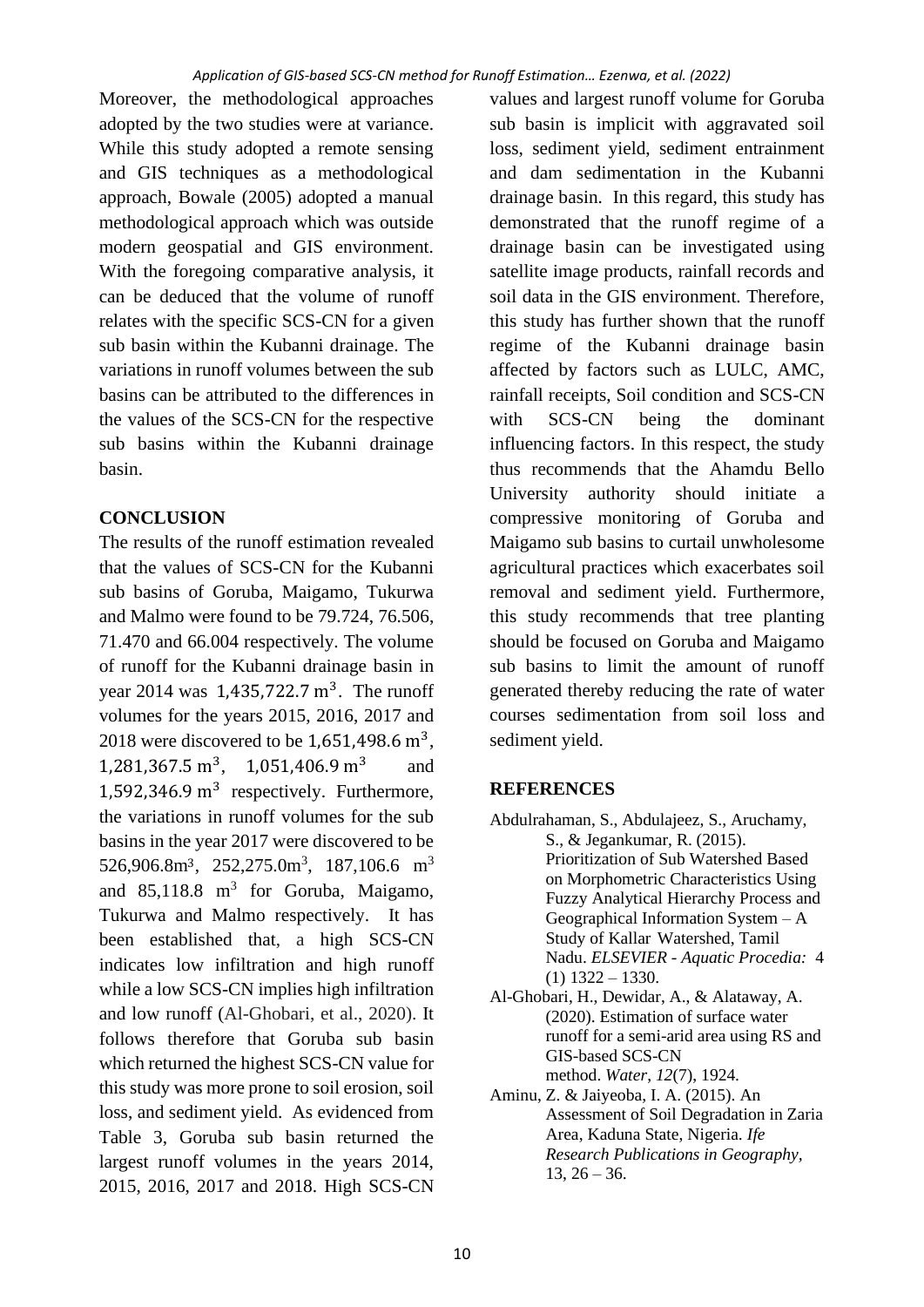Moreover, the methodological approaches adopted by the two studies were at variance. While this study adopted a remote sensing and GIS techniques as a methodological approach, Bowale (2005) adopted a manual methodological approach which was outside modern geospatial and GIS environment. With the foregoing comparative analysis, it can be deduced that the volume of runoff relates with the specific SCS-CN for a given sub basin within the Kubanni drainage. The variations in runoff volumes between the sub basins can be attributed to the differences in the values of the SCS-CN for the respective sub basins within the Kubanni drainage basin.

## CONCLUSION

The results of the runoff estimation revealed that the values of SCS-CN for the Kubanni sub basins of Goruba, Maigamo, Tukurwa and Malmo were found to be 79.724, 76.506, 71.470 and 66.004 respectively. The volume of runoff for the Kubanni drainage basin in year 2014 was $1,435,722.7\ m^3$. The runoff volumes for the years 2015, 2016, 2017 and 2018 were discovered to be $1,651,498.6\ m^3$, $1,281,367.5\ m^3$, $1,051,406.9\ m^3$ and $1,592,346.9\ m^3$ respectively. Furthermore, the variations in runoff volumes for the sub basins in the year 2017 were discovered to be $526,906.8m^3$, $252,275.0m^3$, $187,106.6\ m^3$ and $85,118.8\ m^3$ for Goruba, Maigamo, Tukurwa and Malmo respectively. It has been established that, a high SCS-CN indicates low infiltration and high runoff while a low SCS-CN implies high infiltration and low runoff (Al-Ghobari, et al., 2020). It follows therefore that Goruba sub basin which returned the highest SCS-CN value for this study was more prone to soil erosion, soil loss, and sediment yield. As evidenced from Table 3, Goruba sub basin returned the largest runoff volumes in the years 2014, 2015, 2016, 2017 and 2018. High SCS-CN values and largest runoff volume for Goruba sub basin is implicit with aggravated soil loss, sediment yield, sediment entrainment and dam sedimentation in the Kubanni drainage basin. In this regard, this study has demonstrated that the runoff regime of a drainage basin can be investigated using satellite image products, rainfall records and soil data in the GIS environment. Therefore, this study has further shown that the runoff regime of the Kubanni drainage basin affected by factors such as LULC, AMC, rainfall receipts, Soil condition and SCS-CN with SCS-CN being the dominant influencing factors. In this respect, the study thus recommends that the Ahamdu Bello University authority should initiate a compressive monitoring of Goruba and Maigamo sub basins to curtail unwholesome agricultural practices which exacerbates soil removal and sediment yield. Furthermore, this study recommends that tree planting should be focused on Goruba and Maigamo sub basins to limit the amount of runoff generated thereby reducing the rate of water courses sedimentation from soil loss and sediment yield.

## REFERENCES

Abdulrahaman, S., Abdulajeez, S., Aruchamy, S., & Jegankumar, R. (2015). Prioritization of Sub Watershed Based on Morphometric Characteristics Using Fuzzy Analytical Hierarchy Process and Geographical Information System – A Study of Kallar Watershed, Tamil Nadu. *ELSEVIER - Aquatic Procedia:* 4 (1) 1322 – 1330.

Al-Ghobari, H., Dewidar, A., & Alataway, A. (2020). Estimation of surface water runoff for a semi-arid area using RS and GIS-based SCS-CN method. *Water*, *12*(7), 1924.

Aminu, Z. & Jaiyeoba, I. A. (2015). An Assessment of Soil Degradation in Zaria Area, Kaduna State, Nigeria. *Ife Research Publications in Geography,* 13, 26 – 36.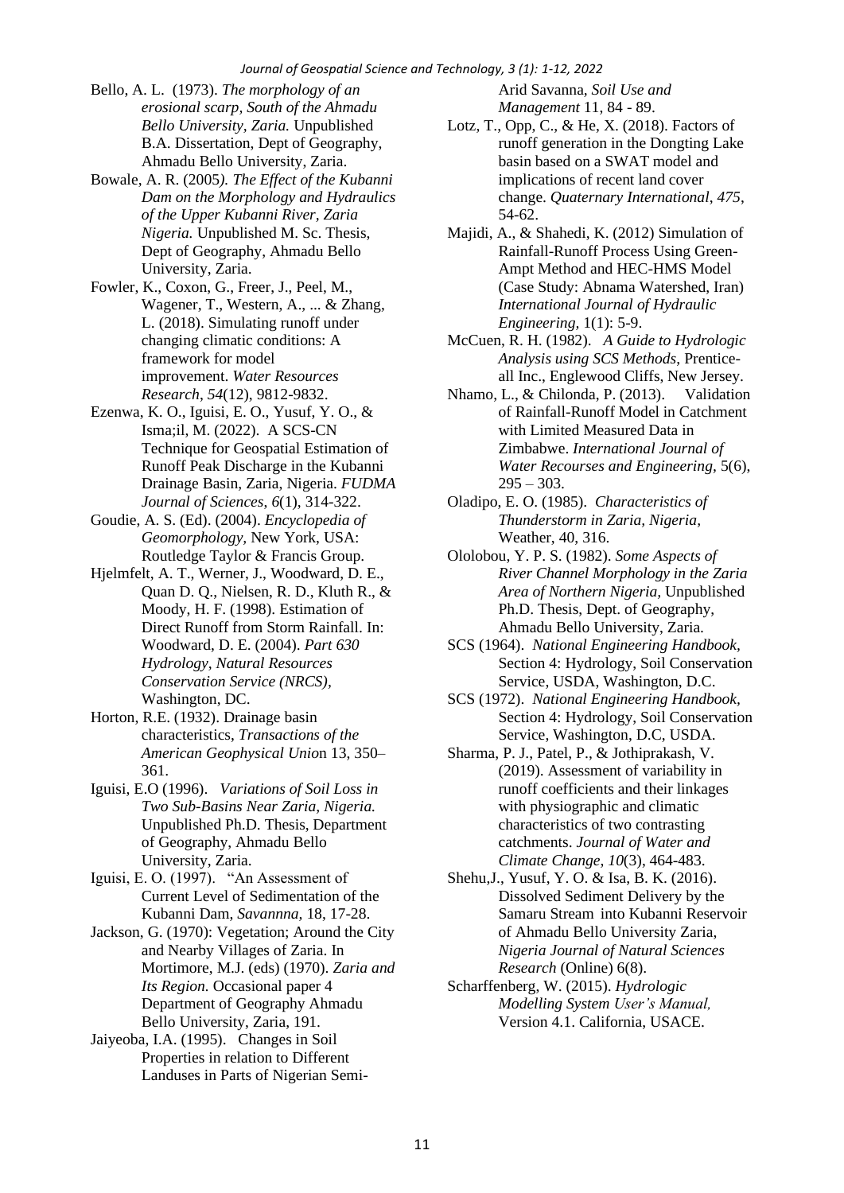Bello, A. L. (1973). *The morphology of an erosional scarp, South of the Ahmadu Bello University, Zaria.* Unpublished B.A. Dissertation, Dept of Geography, Ahmadu Bello University, Zaria.

Bowale, A. R. (2005*). The Effect of the Kubanni Dam on the Morphology and Hydraulics of the Upper Kubanni River, Zaria Nigeria.* Unpublished M. Sc. Thesis, Dept of Geography, Ahmadu Bello University, Zaria.

Fowler, K., Coxon, G., Freer, J., Peel, M., Wagener, T., Western, A., ... & Zhang, L. (2018). Simulating runoff under changing climatic conditions: A framework for model improvement. *Water Resources Research*, *54*(12), 9812-9832.

Ezenwa, K. O., Iguisi, E. O., Yusuf, Y. O., & Isma;il, M. (2022). A SCS-CN Technique for Geospatial Estimation of Runoff Peak Discharge in the Kubanni Drainage Basin, Zaria, Nigeria. *FUDMA Journal of Sciences*, *6*(1), 314-322.

Goudie, A. S. (Ed). (2004). *Encyclopedia of Geomorphology*, New York, USA: Routledge Taylor & Francis Group.

Hjelmfelt, A. T., Werner, J., Woodward, D. E., Quan D. Q., Nielsen, R. D., Kluth R., & Moody, H. F. (1998). Estimation of Direct Runoff from Storm Rainfall. In: Woodward, D. E. (2004). *Part 630 Hydrology, Natural Resources Conservation Service (NRCS),* Washington, DC.

Horton, R.E. (1932). Drainage basin characteristics, *Transactions of the American Geophysical Unio*n 13, 350–361.

Iguisi, E.O (1996). *Variations of Soil Loss in Two Sub-Basins Near Zaria, Nigeria.* Unpublished Ph.D. Thesis, Department of Geography, Ahmadu Bello University, Zaria.

Iguisi, E. O. (1997). "An Assessment of Current Level of Sedimentation of the Kubanni Dam, *Savannna,* 18, 17-28.

Jackson, G. (1970): Vegetation; Around the City and Nearby Villages of Zaria. In Mortimore, M.J. (eds) (1970). *Zaria and Its Region.* Occasional paper 4 Department of Geography Ahmadu Bello University, Zaria, 191.

Jaiyeoba, I.A. (1995). Changes in Soil Properties in relation to Different Landuses in Parts of Nigerian Semi-Arid Savanna, *Soil Use and Management* 11, 84 - 89.

Lotz, T., Opp, C., & He, X. (2018). Factors of runoff generation in the Dongting Lake basin based on a SWAT model and implications of recent land cover change. *Quaternary International*, *475*, 54-62.

Majidi, A., & Shahedi, K. (2012) Simulation of Rainfall-Runoff Process Using Green-Ampt Method and HEC-HMS Model (Case Study: Abnama Watershed, Iran) *International Journal of Hydraulic Engineering,* 1(1): 5-9.

McCuen, R. H. (1982). *A Guide to Hydrologic Analysis using SCS Methods*, Prentice-all Inc., Englewood Cliffs, New Jersey.

Nhamo, L., & Chilonda, P. (2013). Validation of Rainfall-Runoff Model in Catchment with Limited Measured Data in Zimbabwe. *International Journal of Water Recourses and Engineering,* 5(6), 295 – 303.

Oladipo, E. O. (1985). *Characteristics of Thunderstorm in Zaria, Nigeria,* Weather, 40, 316.

Ololobou, Y. P. S. (1982). *Some Aspects of River Channel Morphology in the Zaria Area of Northern Nigeria,* Unpublished Ph.D. Thesis, Dept. of Geography, Ahmadu Bello University, Zaria.

SCS (1964). *National Engineering Handbook,* Section 4: Hydrology, Soil Conservation Service, USDA, Washington, D.C.

SCS (1972). *National Engineering Handbook,* Section 4: Hydrology, Soil Conservation Service, Washington, D.C, USDA.

Sharma, P. J., Patel, P., & Jothiprakash, V. (2019). Assessment of variability in runoff coefficients and their linkages with physiographic and climatic characteristics of two contrasting catchments. *Journal of Water and Climate Change*, *10*(3), 464-483.

Shehu,J., Yusuf, Y. O. & Isa, B. K. (2016). Dissolved Sediment Delivery by the Samaru Stream into Kubanni Reservoir of Ahmadu Bello University Zaria, *Nigeria Journal of Natural Sciences Research* (Online) 6(8).

Scharffenberg, W. (2015). *Hydrologic Modelling System User's Manual,* Version 4.1. California, USACE.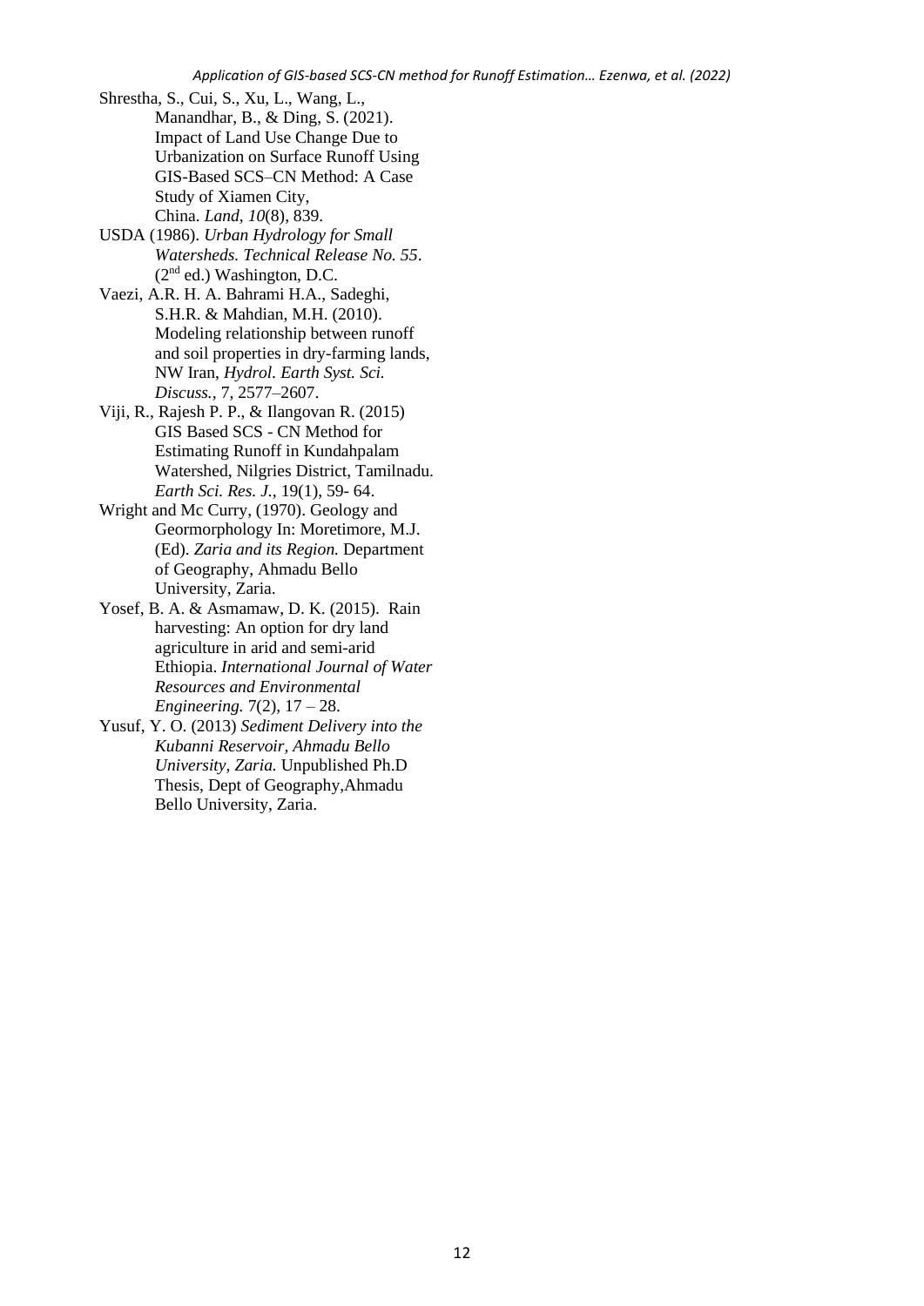Shrestha, S., Cui, S., Xu, L., Wang, L., Manandhar, B., & Ding, S. (2021). Impact of Land Use Change Due to Urbanization on Surface Runoff Using GIS-Based SCS–CN Method: A Case Study of Xiamen City, China. *Land*, *10*(8), 839.

USDA (1986). *Urban Hydrology for Small Watersheds. Technical Release No. 55*. (2nd ed.) Washington, D.C.

Vaezi, A.R. H. A. Bahrami H.A., Sadeghi, S.H.R. & Mahdian, M.H. (2010). Modeling relationship between runoff and soil properties in dry-farming lands, NW Iran, *Hydrol. Earth Syst. Sci. Discuss.*, 7, 2577–2607.

Viji, R., Rajesh P. P., & Ilangovan R. (2015) GIS Based SCS - CN Method for Estimating Runoff in Kundahpalam Watershed, Nilgries District, Tamilnadu. *Earth Sci. Res. J.*, 19(1), 59- 64.

Wright and Mc Curry, (1970). Geology and Geormorphology In: Moretimore, M.J. (Ed). *Zaria and its Region.* Department of Geography, Ahmadu Bello University, Zaria.

Yosef, B. A. & Asmamaw, D. K. (2015). Rain harvesting: An option for dry land agriculture in arid and semi-arid Ethiopia. *International Journal of Water Resources and Environmental Engineering.* 7(2), 17 – 28.

Yusuf, Y. O. (2013) *Sediment Delivery into the Kubanni Reservoir, Ahmadu Bello University, Zaria.* Unpublished Ph.D Thesis, Dept of Geography,Ahmadu Bello University, Zaria.